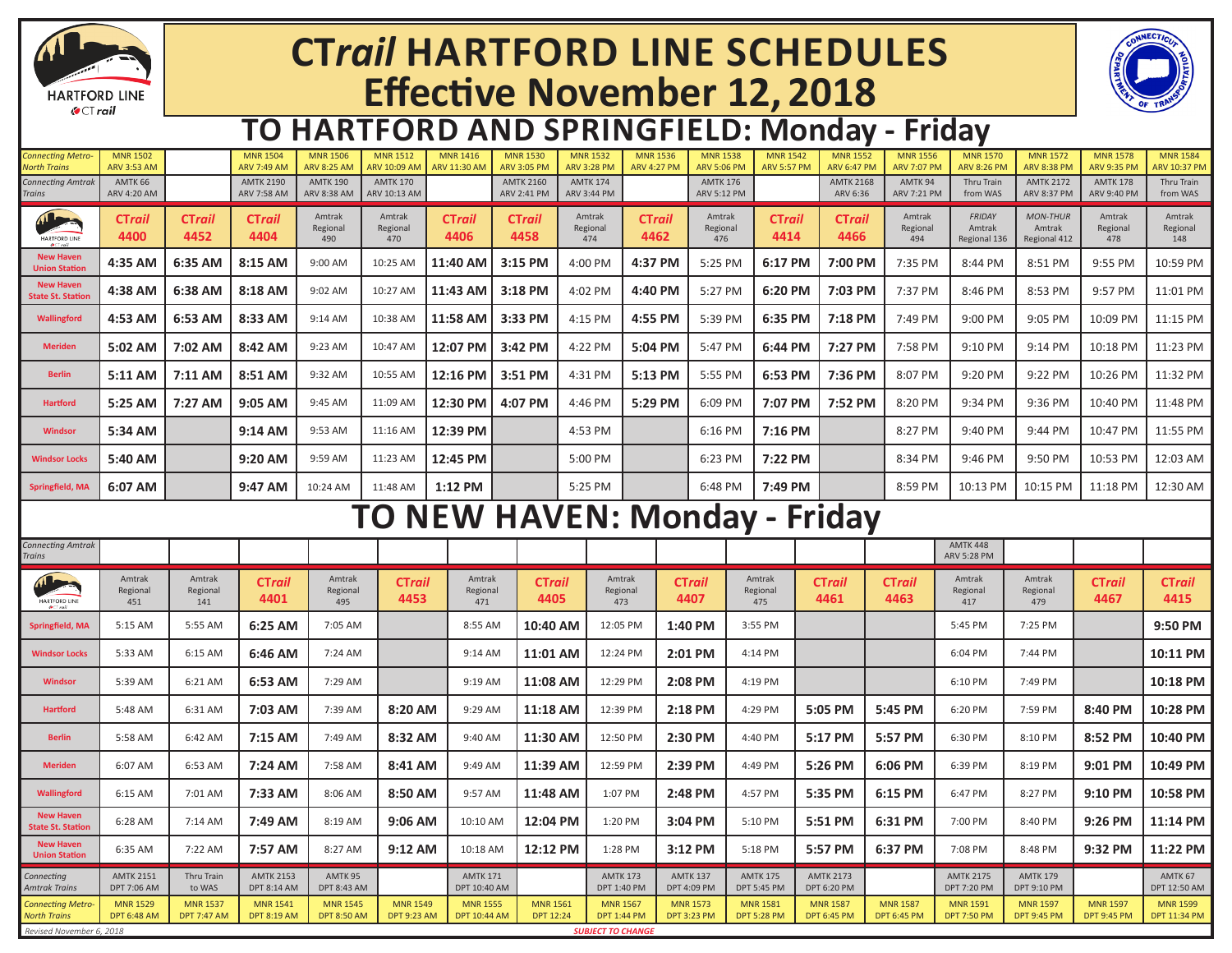# CTrail HARTFORD LINE SCHEDULES
## Effective November 12, 2018

## TO HARTFORD AND SPRINGFIELD: Monday - Friday

| | | | | | | | | | | | | | | | | | |
|---|---|---|---|---|---|---|---|---|---|---|---|---|---|---|---|---|---|
| *Connecting Metro-North Trains* | MNR 1502 ARV 3:53 AM | | MNR 1504 ARV 7:49 AM | MNR 1506 ARV 8:25 AM | MNR 1512 ARV 10:09 AM | MNR 1416 ARV 11:30 AM | MNR 1530 ARV 3:05 PM | MNR 1532 ARV 3:28 PM | MNR 1536 ARV 4:27 PM | MNR 1538 ARV 5:06 PM | MNR 1542 ARV 5:57 PM | MNR 1552 ARV 6:47 PM | MNR 1556 ARV 7:07 PM | MNR 1570 ARV 8:26 PM | MNR 1572 ARV 8:38 PM | MNR 1578 ARV 9:35 PM | MNR 1584 ARV 10:37 PM |
| *Connecting Amtrak Trains* | AMTK 66 ARV 4:20 AM | | AMTK 2190 ARV 7:58 AM | AMTK 190 ARV 8:38 AM | AMTK 170 ARV 10:13 AM | | AMTK 2160 ARV 2:41 PM | AMTK 174 ARV 3:44 PM | | AMTK 176 ARV 5:12 PM | | AMTK 2168 ARV 6:36 | AMTK 94 ARV 7:21 PM | Thru Train from WAS | AMTK 2172 ARV 8:37 PM | AMTK 178 ARV 9:40 PM | Thru Train from WAS |
| | **CTrail 4400** | **CTrail 4452** | **CTrail 4404** | Amtrak Regional 490 | Amtrak Regional 470 | **CTrail 4406** | **CTrail 4458** | Amtrak Regional 474 | **CTrail 4462** | Amtrak Regional 476 | **CTrail 4414** | **CTrail 4466** | Amtrak Regional 494 | *FRIDAY* Amtrak Regional 136 | *MON-THUR* Amtrak Regional 412 | Amtrak Regional 478 | Amtrak Regional 148 |
| New Haven Union Station | **4:35 AM** | **6:35 AM** | **8:15 AM** | 9:00 AM | 10:25 AM | **11:40 AM** | **3:15 PM** | 4:00 PM | **4:37 PM** | 5:25 PM | **6:17 PM** | **7:00 PM** | 7:35 PM | 8:44 PM | 8:51 PM | 9:55 PM | 10:59 PM |
| New Haven State St. Station | **4:38 AM** | **6:38 AM** | **8:18 AM** | 9:02 AM | 10:27 AM | **11:43 AM** | **3:18 PM** | 4:02 PM | **4:40 PM** | 5:27 PM | **6:20 PM** | **7:03 PM** | 7:37 PM | 8:46 PM | 8:53 PM | 9:57 PM | 11:01 PM |
| Wallingford | **4:53 AM** | **6:53 AM** | **8:33 AM** | 9:14 AM | 10:38 AM | **11:58 AM** | **3:33 PM** | 4:15 PM | **4:55 PM** | 5:39 PM | **6:35 PM** | **7:18 PM** | 7:49 PM | 9:00 PM | 9:05 PM | 10:09 PM | 11:15 PM |
| Meriden | **5:02 AM** | **7:02 AM** | **8:42 AM** | 9:23 AM | 10:47 AM | **12:07 PM** | **3:42 PM** | 4:22 PM | **5:04 PM** | 5:47 PM | **6:44 PM** | **7:27 PM** | 7:58 PM | 9:10 PM | 9:14 PM | 10:18 PM | 11:23 PM |
| Berlin | **5:11 AM** | **7:11 AM** | **8:51 AM** | 9:32 AM | 10:55 AM | **12:16 PM** | **3:51 PM** | 4:31 PM | **5:13 PM** | 5:55 PM | **6:53 PM** | **7:36 PM** | 8:07 PM | 9:20 PM | 9:22 PM | 10:26 PM | 11:32 PM |
| Hartford | **5:25 AM** | **7:27 AM** | **9:05 AM** | 9:45 AM | 11:09 AM | **12:30 PM** | **4:07 PM** | 4:46 PM | **5:29 PM** | 6:09 PM | **7:07 PM** | **7:52 PM** | 8:20 PM | 9:34 PM | 9:36 PM | 10:40 PM | 11:48 PM |
| Windsor | **5:34 AM** | | **9:14 AM** | 9:53 AM | 11:16 AM | **12:39 PM** | | 4:53 PM | | 6:16 PM | **7:16 PM** | | 8:27 PM | 9:40 PM | 9:44 PM | 10:47 PM | 11:55 PM |
| Windsor Locks | **5:40 AM** | | **9:20 AM** | 9:59 AM | 11:23 AM | **12:45 PM** | | 5:00 PM | | 6:23 PM | **7:22 PM** | | 8:34 PM | 9:46 PM | 9:50 PM | 10:53 PM | 12:03 AM |
| Springfield, MA | **6:07 AM** | | **9:47 AM** | 10:24 AM | 11:48 AM | **1:12 PM** | | 5:25 PM | | 6:48 PM | **7:49 PM** | | 8:59 PM | 10:13 PM | 10:15 PM | 11:18 PM | 12:30 AM |

## TO NEW HAVEN: Monday - Friday

| | | | | | | | | | | | | | | | | |
|---|---|---|---|---|---|---|---|---|---|---|---|---|---|---|---|---|
| *Connecting Amtrak Trains* | | | | | | | | | | | | | | AMTK 448 ARV 5:28 PM | | | |
| | Amtrak Regional 451 | Amtrak Regional 141 | **CTrail 4401** | Amtrak Regional 495 | **CTrail 4453** | Amtrak Regional 471 | **CTrail 4405** | Amtrak Regional 473 | **CTrail 4407** | Amtrak Regional 475 | **CTrail 4461** | **CTrail 4463** | Amtrak Regional 417 | Amtrak Regional 479 | **CTrail 4467** | **CTrail 4415** |
| Springfield, MA | 5:15 AM | 5:55 AM | **6:25 AM** | 7:05 AM | | 8:55 AM | **10:40 AM** | 12:05 PM | **1:40 PM** | 3:55 PM | | | 5:45 PM | 7:25 PM | | **9:50 PM** |
| Windsor Locks | 5:33 AM | 6:15 AM | **6:46 AM** | 7:24 AM | | 9:14 AM | **11:01 AM** | 12:24 PM | **2:01 PM** | 4:14 PM | | | 6:04 PM | 7:44 PM | | **10:11 PM** |
| Windsor | 5:39 AM | 6:21 AM | **6:53 AM** | 7:29 AM | | 9:19 AM | **11:08 AM** | 12:29 PM | **2:08 PM** | 4:19 PM | | | 6:10 PM | 7:49 PM | | **10:18 PM** |
| Hartford | 5:48 AM | 6:31 AM | **7:03 AM** | 7:39 AM | **8:20 AM** | 9:29 AM | **11:18 AM** | 12:39 PM | **2:18 PM** | 4:29 PM | **5:05 PM** | **5:45 PM** | 6:20 PM | 7:59 PM | **8:40 PM** | **10:28 PM** |
| Berlin | 5:58 AM | 6:42 AM | **7:15 AM** | 7:49 AM | **8:32 AM** | 9:40 AM | **11:30 AM** | 12:50 PM | **2:30 PM** | 4:40 PM | **5:17 PM** | **5:57 PM** | 6:30 PM | 8:10 PM | **8:52 PM** | **10:40 PM** |
| Meriden | 6:07 AM | 6:53 AM | **7:24 AM** | 7:58 AM | **8:41 AM** | 9:49 AM | **11:39 AM** | 12:59 PM | **2:39 PM** | 4:49 PM | **5:26 PM** | **6:06 PM** | 6:39 PM | 8:19 PM | **9:01 PM** | **10:49 PM** |
| Wallingford | 6:15 AM | 7:01 AM | **7:33 AM** | 8:06 AM | **8:50 AM** | 9:57 AM | **11:48 AM** | 1:07 PM | **2:48 PM** | 4:57 PM | **5:35 PM** | **6:15 PM** | 6:47 PM | 8:27 PM | **9:10 PM** | **10:58 PM** |
| New Haven State St. Station | 6:28 AM | 7:14 AM | **7:49 AM** | 8:19 AM | **9:06 AM** | 10:10 AM | **12:04 PM** | 1:20 PM | **3:04 PM** | 5:10 PM | **5:51 PM** | **6:31 PM** | 7:00 PM | 8:40 PM | **9:26 PM** | **11:14 PM** |
| New Haven Union Station | 6:35 AM | 7:22 AM | **7:57 AM** | 8:27 AM | **9:12 AM** | 10:18 AM | **12:12 PM** | 1:28 PM | **3:12 PM** | 5:18 PM | **5:57 PM** | **6:37 PM** | 7:08 PM | 8:48 PM | **9:32 PM** | **11:22 PM** |
| *Connecting Amtrak Trains* | AMTK 2151 DPT 7:06 AM | Thru Train to WAS | AMTK 2153 DPT 8:14 AM | AMTK 95 DPT 8:43 AM | | AMTK 171 DPT 10:40 AM | | AMTK 173 DPT 1:40 PM | AMTK 137 DPT 4:09 PM | AMTK 175 DPT 5:45 PM | AMTK 2173 DPT 6:20 PM | | AMTK 2175 DPT 7:20 PM | AMTK 179 DPT 9:10 PM | | AMTK 67 DPT 12:50 AM |
| *Connecting Metro-North Trains* | MNR 1529 DPT 6:48 AM | MNR 1537 DPT 7:47 AM | MNR 1541 DPT 8:19 AM | MNR 1545 DPT 8:50 AM | MNR 1549 DPT 9:23 AM | MNR 1555 DPT 10:44 AM | MNR 1561 DPT 12:24 | MNR 1567 DPT 1:44 PM | MNR 1573 DPT 3:23 PM | MNR 1581 DPT 5:28 PM | MNR 1587 DPT 6:45 PM | MNR 1587 DPT 6:45 PM | MNR 1591 DPT 7:50 PM | MNR 1597 DPT 9:45 PM | MNR 1597 DPT 9:45 PM | MNR 1599 DPT 11:34 PM |

*Revised November 6, 2018*

***SUBJECT TO CHANGE***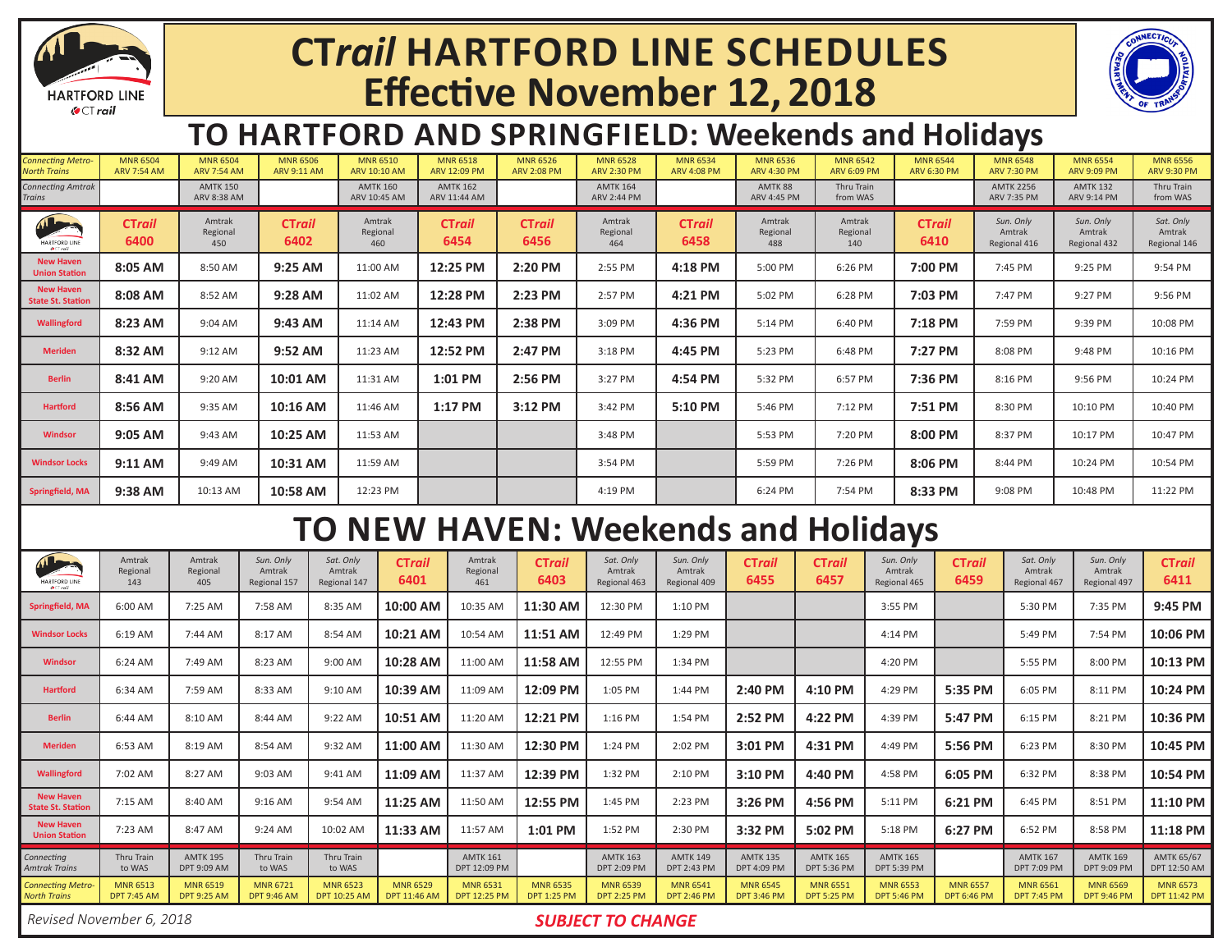# CTrail HARTFORD LINE SCHEDULES
## Effective November 12, 2018

## TO HARTFORD AND SPRINGFIELD: Weekends and Holidays

| | | | | | | | | | | | | | | |
|---|---|---|---|---|---|---|---|---|---|---|---|---|---|---|
| *Connecting Metro-North Trains* | MNR 6504 ARV 7:54 AM | MNR 6504 ARV 7:54 AM | MNR 6506 ARV 9:11 AM | MNR 6510 ARV 10:10 AM | MNR 6518 ARV 12:09 PM | MNR 6526 ARV 2:08 PM | MNR 6528 ARV 2:30 PM | MNR 6534 ARV 4:08 PM | MNR 6536 ARV 4:30 PM | MNR 6542 ARV 6:09 PM | MNR 6544 ARV 6:30 PM | MNR 6548 ARV 7:30 PM | MNR 6554 ARV 9:09 PM | MNR 6556 ARV 9:30 PM |
| *Connecting Amtrak Trains* | | AMTK 150 ARV 8:38 AM | | AMTK 160 ARV 10:45 AM | AMTK 162 ARV 11:44 AM | | AMTK 164 ARV 2:44 PM | | AMTK 88 ARV 4:45 PM | Thru Train from WAS | | AMTK 2256 ARV 7:35 PM | AMTK 132 ARV 9:14 PM | Thru Train from WAS |
| HARTFORD LINE | **CTrail 6400** | Amtrak Regional 450 | **CTrail 6402** | Amtrak Regional 460 | **CTrail 6454** | **CTrail 6456** | Amtrak Regional 464 | **CTrail 6458** | Amtrak Regional 488 | Amtrak Regional 140 | **CTrail 6410** | *Sun. Only* Amtrak Regional 416 | *Sun. Only* Amtrak Regional 432 | *Sat. Only* Amtrak Regional 146 |
| New Haven Union Station | **8:05 AM** | 8:50 AM | **9:25 AM** | 11:00 AM | **12:25 PM** | **2:20 PM** | 2:55 PM | **4:18 PM** | 5:00 PM | 6:26 PM | **7:00 PM** | 7:45 PM | 9:25 PM | 9:54 PM |
| New Haven State St. Station | **8:08 AM** | 8:52 AM | **9:28 AM** | 11:02 AM | **12:28 PM** | **2:23 PM** | 2:57 PM | **4:21 PM** | 5:02 PM | 6:28 PM | **7:03 PM** | 7:47 PM | 9:27 PM | 9:56 PM |
| Wallingford | **8:23 AM** | 9:04 AM | **9:43 AM** | 11:14 AM | **12:43 PM** | **2:38 PM** | 3:09 PM | **4:36 PM** | 5:14 PM | 6:40 PM | **7:18 PM** | 7:59 PM | 9:39 PM | 10:08 PM |
| Meriden | **8:32 AM** | 9:12 AM | **9:52 AM** | 11:23 AM | **12:52 PM** | **2:47 PM** | 3:18 PM | **4:45 PM** | 5:23 PM | 6:48 PM | **7:27 PM** | 8:08 PM | 9:48 PM | 10:16 PM |
| Berlin | **8:41 AM** | 9:20 AM | **10:01 AM** | 11:31 AM | **1:01 PM** | **2:56 PM** | 3:27 PM | **4:54 PM** | 5:32 PM | 6:57 PM | **7:36 PM** | 8:16 PM | 9:56 PM | 10:24 PM |
| Hartford | **8:56 AM** | 9:35 AM | **10:16 AM** | 11:46 AM | **1:17 PM** | **3:12 PM** | 3:42 PM | **5:10 PM** | 5:46 PM | 7:12 PM | **7:51 PM** | 8:30 PM | 10:10 PM | 10:40 PM |
| Windsor | **9:05 AM** | 9:43 AM | **10:25 AM** | 11:53 AM | | | 3:48 PM | | 5:53 PM | 7:20 PM | **8:00 PM** | 8:37 PM | 10:17 PM | 10:47 PM |
| Windsor Locks | **9:11 AM** | 9:49 AM | **10:31 AM** | 11:59 AM | | | 3:54 PM | | 5:59 PM | 7:26 PM | **8:06 PM** | 8:44 PM | 10:24 PM | 10:54 PM |
| Springfield, MA | **9:38 AM** | 10:13 AM | **10:58 AM** | 12:23 PM | | | 4:19 PM | | 6:24 PM | 7:54 PM | **8:33 PM** | 9:08 PM | 10:48 PM | 11:22 PM |

## TO NEW HAVEN: Weekends and Holidays

| HARTFORD LINE | Amtrak Regional 143 | Amtrak Regional 405 | *Sun. Only* Amtrak Regional 157 | *Sat. Only* Amtrak Regional 147 | **CTrail 6401** | Amtrak Regional 461 | **CTrail 6403** | *Sat. Only* Amtrak Regional 463 | *Sun. Only* Amtrak Regional 409 | **CTrail 6455** | **CTrail 6457** | *Sun. Only* Amtrak Regional 465 | **CTrail 6459** | *Sat. Only* Amtrak Regional 467 | *Sun. Only* Amtrak Regional 497 | **CTrail 6411** |
|---|---|---|---|---|---|---|---|---|---|---|---|---|---|---|---|---|
| Springfield, MA | 6:00 AM | 7:25 AM | 7:58 AM | 8:35 AM | **10:00 AM** | 10:35 AM | **11:30 AM** | 12:30 PM | 1:10 PM | | | 3:55 PM | | 5:30 PM | 7:35 PM | **9:45 PM** |
| Windsor Locks | 6:19 AM | 7:44 AM | 8:17 AM | 8:54 AM | **10:21 AM** | 10:54 AM | **11:51 AM** | 12:49 PM | 1:29 PM | | | 4:14 PM | | 5:49 PM | 7:54 PM | **10:06 PM** |
| Windsor | 6:24 AM | 7:49 AM | 8:23 AM | 9:00 AM | **10:28 AM** | 11:00 AM | **11:58 AM** | 12:55 PM | 1:34 PM | | | 4:20 PM | | 5:55 PM | 8:00 PM | **10:13 PM** |
| Hartford | 6:34 AM | 7:59 AM | 8:33 AM | 9:10 AM | **10:39 AM** | 11:09 AM | **12:09 PM** | 1:05 PM | 1:44 PM | **2:40 PM** | **4:10 PM** | 4:29 PM | **5:35 PM** | 6:05 PM | 8:11 PM | **10:24 PM** |
| Berlin | 6:44 AM | 8:10 AM | 8:44 AM | 9:22 AM | **10:51 AM** | 11:20 AM | **12:21 PM** | 1:16 PM | 1:54 PM | **2:52 PM** | **4:22 PM** | 4:39 PM | **5:47 PM** | 6:15 PM | 8:21 PM | **10:36 PM** |
| Meriden | 6:53 AM | 8:19 AM | 8:54 AM | 9:32 AM | **11:00 AM** | 11:30 AM | **12:30 PM** | 1:24 PM | 2:02 PM | **3:01 PM** | **4:31 PM** | 4:49 PM | **5:56 PM** | 6:23 PM | 8:30 PM | **10:45 PM** |
| Wallingford | 7:02 AM | 8:27 AM | 9:03 AM | 9:41 AM | **11:09 AM** | 11:37 AM | **12:39 PM** | 1:32 PM | 2:10 PM | **3:10 PM** | **4:40 PM** | 4:58 PM | **6:05 PM** | 6:32 PM | 8:38 PM | **10:54 PM** |
| New Haven State St. Station | 7:15 AM | 8:40 AM | 9:16 AM | 9:54 AM | **11:25 AM** | 11:50 AM | **12:55 PM** | 1:45 PM | 2:23 PM | **3:26 PM** | **4:56 PM** | 5:11 PM | **6:21 PM** | 6:45 PM | 8:51 PM | **11:10 PM** |
| New Haven Union Station | 7:23 AM | 8:47 AM | 9:24 AM | 10:02 AM | **11:33 AM** | 11:57 AM | **1:01 PM** | 1:52 PM | 2:30 PM | **3:32 PM** | **5:02 PM** | 5:18 PM | **6:27 PM** | 6:52 PM | 8:58 PM | **11:18 PM** |
| *Connecting Amtrak Trains* | Thru Train to WAS | AMTK 195 DPT 9:09 AM | Thru Train to WAS | Thru Train to WAS | | AMTK 161 DPT 12:09 PM | | AMTK 163 DPT 2:09 PM | AMTK 149 DPT 2:43 PM | AMTK 135 DPT 4:09 PM | AMTK 165 DPT 5:36 PM | AMTK 165 DPT 5:39 PM | | AMTK 167 DPT 7:09 PM | AMTK 169 DPT 9:09 PM | AMTK 65/67 DPT 12:50 AM |
| *Connecting Metro-North Trains* | MNR 6513 DPT 7:45 AM | MNR 6519 DPT 9:25 AM | MNR 6721 DPT 9:46 AM | MNR 6523 DPT 10:25 AM | MNR 6529 DPT 11:46 AM | MNR 6531 DPT 12:25 PM | MNR 6535 DPT 1:25 PM | MNR 6539 DPT 2:25 PM | MNR 6541 DPT 2:46 PM | MNR 6545 DPT 3:46 PM | MNR 6551 DPT 5:25 PM | MNR 6553 DPT 5:46 PM | MNR 6557 DPT 6:46 PM | MNR 6561 DPT 7:45 PM | MNR 6569 DPT 9:46 PM | MNR 6573 DPT 11:42 PM |

*Revised November 6, 2018*

***SUBJECT TO CHANGE***